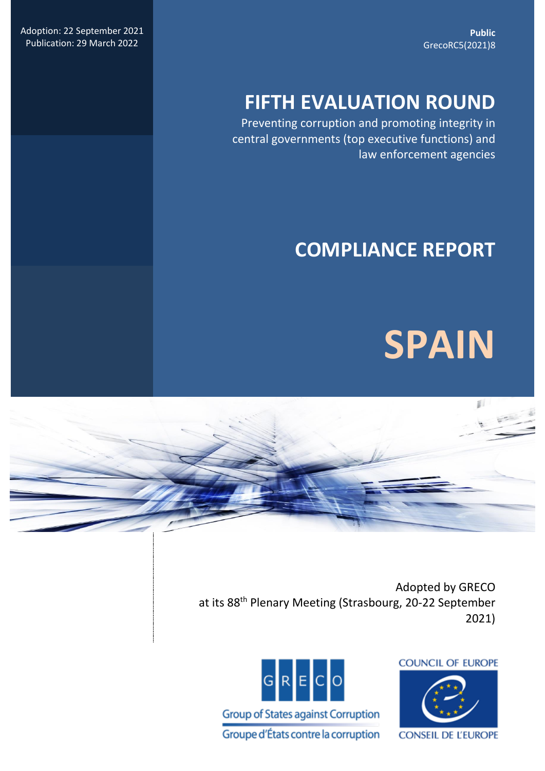Adoption: 22 September 2021
Publication: 29 March 2022

**Public**
GrecoRC5(2021)8

# FIFTH EVALUATION ROUND

Preventing corruption and promoting integrity in central governments (top executive functions) and law enforcement agencies

# COMPLIANCE REPORT

# SPAIN

Adopted by GRECO
at its 88th Plenary Meeting (Strasbourg, 20-22 September 2021)

Group of States against Corruption
Groupe d'États contre la corruption

COUNCIL OF EUROPE
CONSEIL DE L'EUROPE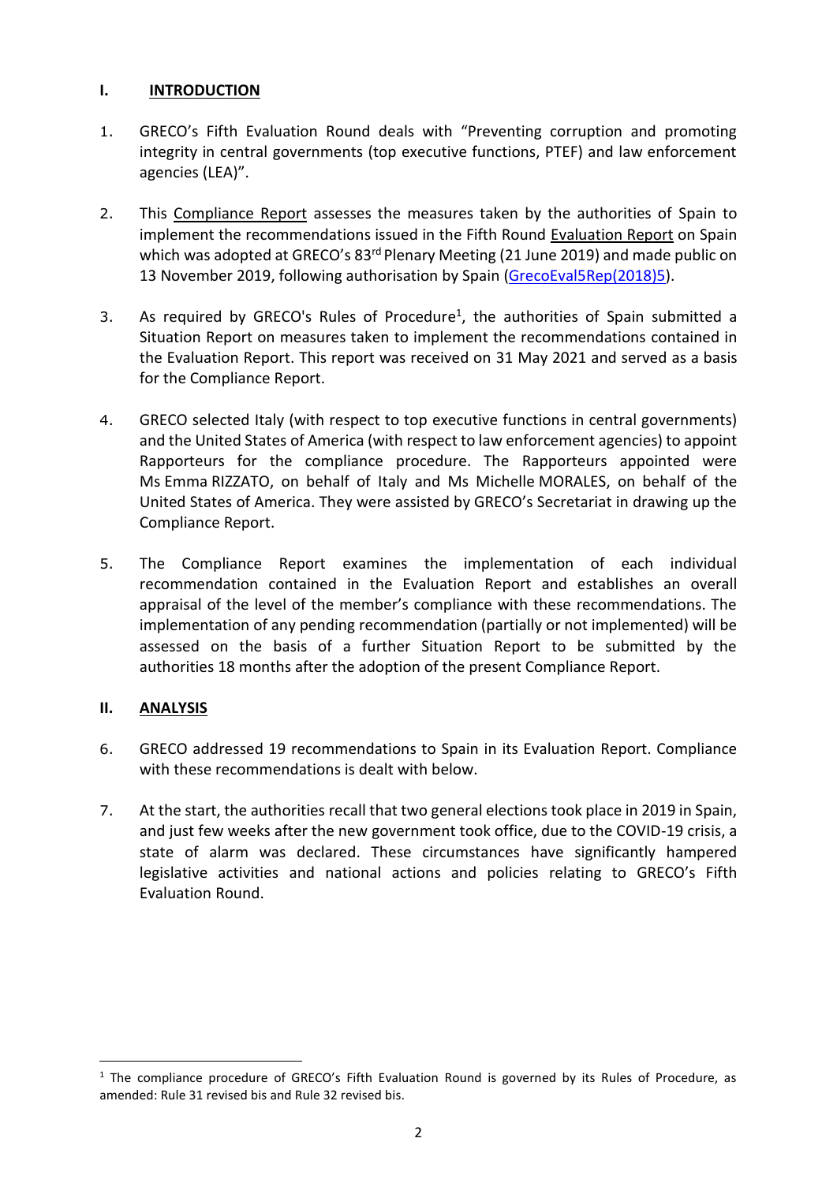## I. INTRODUCTION

1. GRECO's Fifth Evaluation Round deals with "Preventing corruption and promoting integrity in central governments (top executive functions, PTEF) and law enforcement agencies (LEA)".

2. This Compliance Report assesses the measures taken by the authorities of Spain to implement the recommendations issued in the Fifth Round Evaluation Report on Spain which was adopted at GRECO's 83rd Plenary Meeting (21 June 2019) and made public on 13 November 2019, following authorisation by Spain (GrecoEval5Rep(2018)5).

3. As required by GRECO's Rules of Procedure[1], the authorities of Spain submitted a Situation Report on measures taken to implement the recommendations contained in the Evaluation Report. This report was received on 31 May 2021 and served as a basis for the Compliance Report.

4. GRECO selected Italy (with respect to top executive functions in central governments) and the United States of America (with respect to law enforcement agencies) to appoint Rapporteurs for the compliance procedure. The Rapporteurs appointed were Ms Emma RIZZATO, on behalf of Italy and Ms Michelle MORALES, on behalf of the United States of America. They were assisted by GRECO's Secretariat in drawing up the Compliance Report.

5. The Compliance Report examines the implementation of each individual recommendation contained in the Evaluation Report and establishes an overall appraisal of the level of the member's compliance with these recommendations. The implementation of any pending recommendation (partially or not implemented) will be assessed on the basis of a further Situation Report to be submitted by the authorities 18 months after the adoption of the present Compliance Report.

## II. ANALYSIS

6. GRECO addressed 19 recommendations to Spain in its Evaluation Report. Compliance with these recommendations is dealt with below.

7. At the start, the authorities recall that two general elections took place in 2019 in Spain, and just few weeks after the new government took office, due to the COVID-19 crisis, a state of alarm was declared. These circumstances have significantly hampered legislative activities and national actions and policies relating to GRECO's Fifth Evaluation Round.

[1] The compliance procedure of GRECO's Fifth Evaluation Round is governed by its Rules of Procedure, as amended: Rule 31 revised bis and Rule 32 revised bis.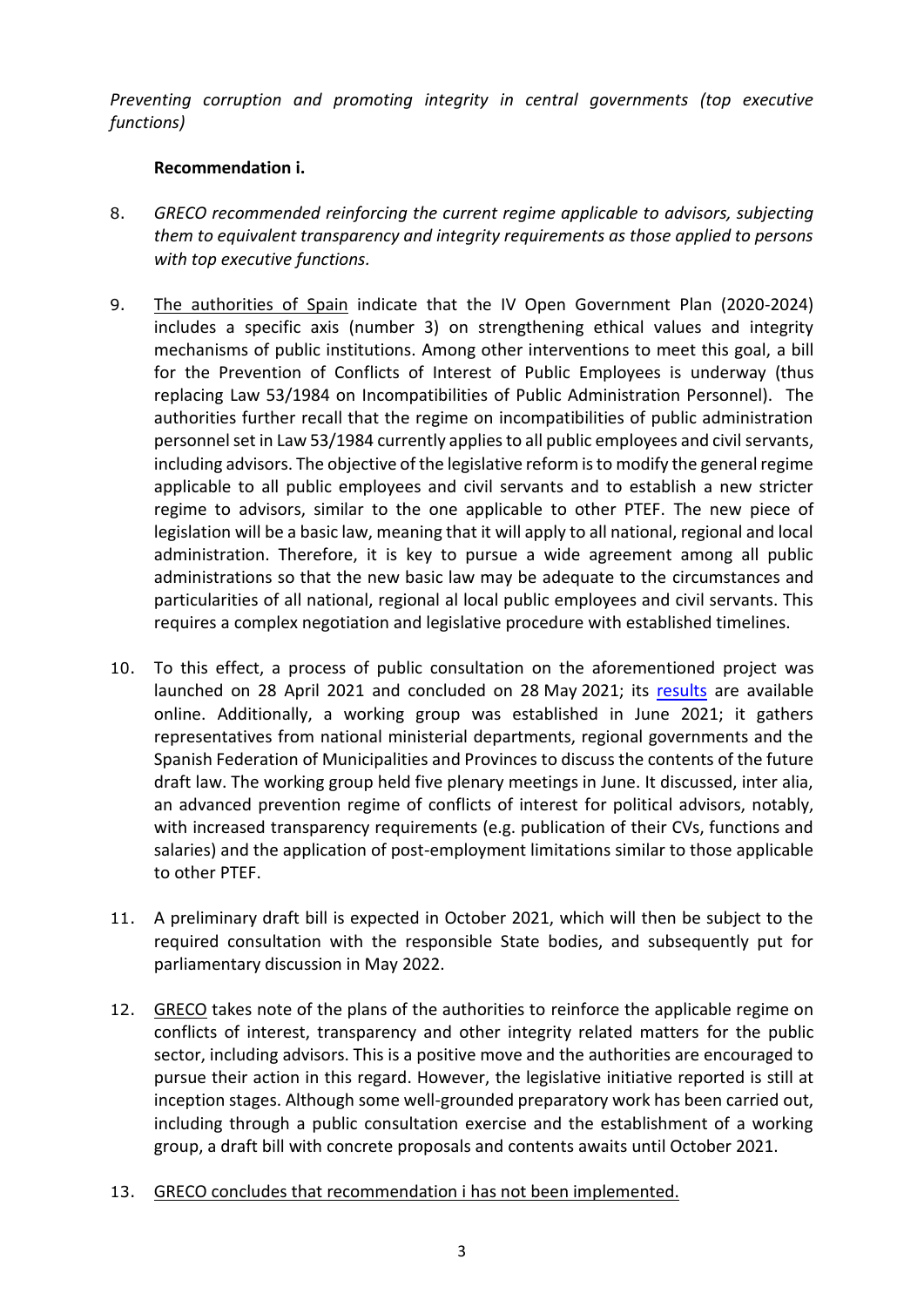*Preventing corruption and promoting integrity in central governments (top executive functions)*

**Recommendation i.**

8. *GRECO recommended reinforcing the current regime applicable to advisors, subjecting them to equivalent transparency and integrity requirements as those applied to persons with top executive functions.*

9. The authorities of Spain indicate that the IV Open Government Plan (2020-2024) includes a specific axis (number 3) on strengthening ethical values and integrity mechanisms of public institutions. Among other interventions to meet this goal, a bill for the Prevention of Conflicts of Interest of Public Employees is underway (thus replacing Law 53/1984 on Incompatibilities of Public Administration Personnel). The authorities further recall that the regime on incompatibilities of public administration personnel set in Law 53/1984 currently applies to all public employees and civil servants, including advisors. The objective of the legislative reform is to modify the general regime applicable to all public employees and civil servants and to establish a new stricter regime to advisors, similar to the one applicable to other PTEF. The new piece of legislation will be a basic law, meaning that it will apply to all national, regional and local administration. Therefore, it is key to pursue a wide agreement among all public administrations so that the new basic law may be adequate to the circumstances and particularities of all national, regional al local public employees and civil servants. This requires a complex negotiation and legislative procedure with established timelines.

10. To this effect, a process of public consultation on the aforementioned project was launched on 28 April 2021 and concluded on 28 May 2021; its results are available online. Additionally, a working group was established in June 2021; it gathers representatives from national ministerial departments, regional governments and the Spanish Federation of Municipalities and Provinces to discuss the contents of the future draft law. The working group held five plenary meetings in June. It discussed, inter alia, an advanced prevention regime of conflicts of interest for political advisors, notably, with increased transparency requirements (e.g. publication of their CVs, functions and salaries) and the application of post-employment limitations similar to those applicable to other PTEF.

11. A preliminary draft bill is expected in October 2021, which will then be subject to the required consultation with the responsible State bodies, and subsequently put for parliamentary discussion in May 2022.

12. GRECO takes note of the plans of the authorities to reinforce the applicable regime on conflicts of interest, transparency and other integrity related matters for the public sector, including advisors. This is a positive move and the authorities are encouraged to pursue their action in this regard. However, the legislative initiative reported is still at inception stages. Although some well-grounded preparatory work has been carried out, including through a public consultation exercise and the establishment of a working group, a draft bill with concrete proposals and contents awaits until October 2021.

13. GRECO concludes that recommendation i has not been implemented.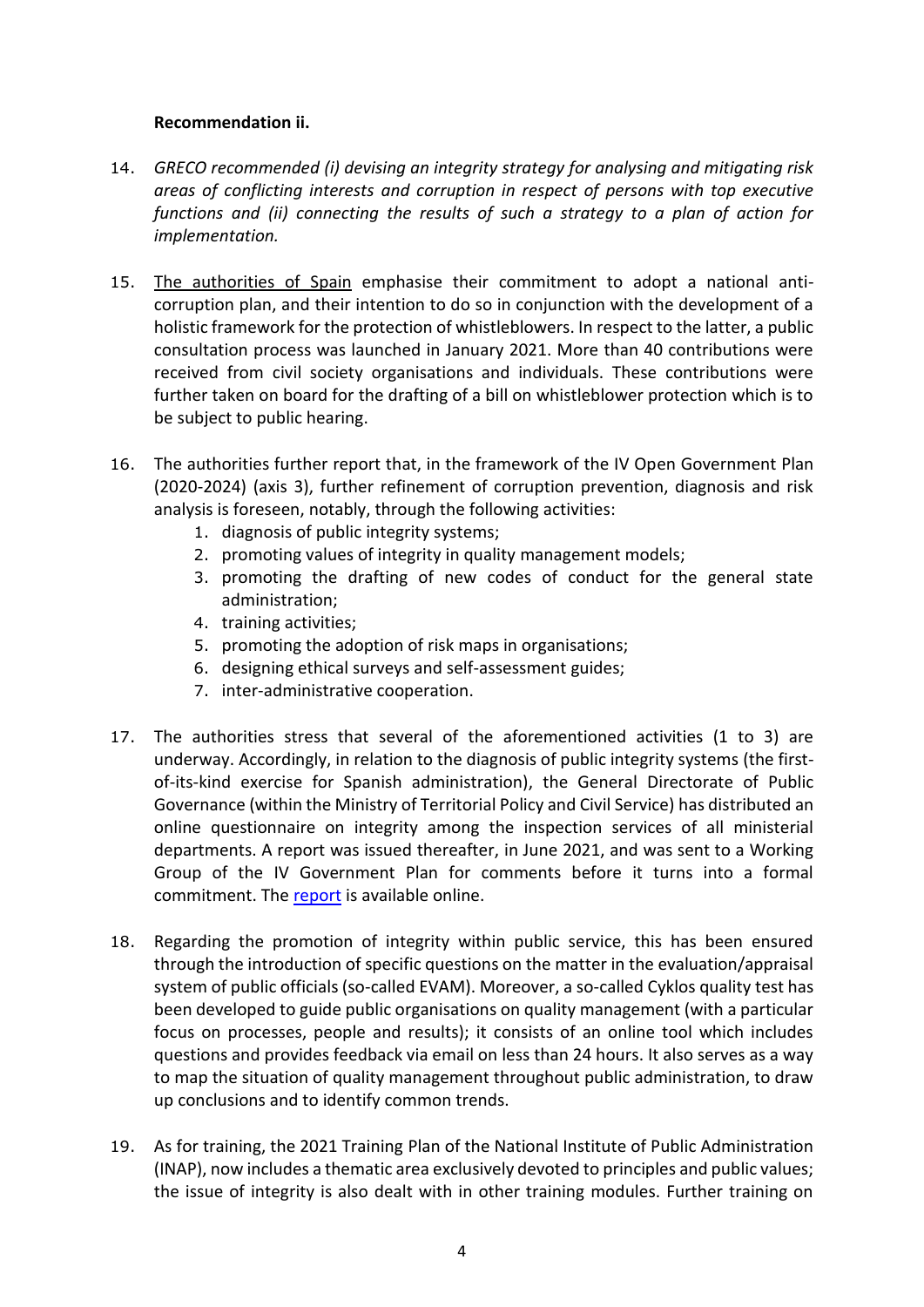**Recommendation ii.**

14. *GRECO recommended (i) devising an integrity strategy for analysing and mitigating risk areas of conflicting interests and corruption in respect of persons with top executive functions and (ii) connecting the results of such a strategy to a plan of action for implementation.*

15. The authorities of Spain emphasise their commitment to adopt a national anti-corruption plan, and their intention to do so in conjunction with the development of a holistic framework for the protection of whistleblowers. In respect to the latter, a public consultation process was launched in January 2021. More than 40 contributions were received from civil society organisations and individuals. These contributions were further taken on board for the drafting of a bill on whistleblower protection which is to be subject to public hearing.

16. The authorities further report that, in the framework of the IV Open Government Plan (2020-2024) (axis 3), further refinement of corruption prevention, diagnosis and risk analysis is foreseen, notably, through the following activities:
    1. diagnosis of public integrity systems;
    2. promoting values of integrity in quality management models;
    3. promoting the drafting of new codes of conduct for the general state administration;
    4. training activities;
    5. promoting the adoption of risk maps in organisations;
    6. designing ethical surveys and self-assessment guides;
    7. inter-administrative cooperation.

17. The authorities stress that several of the aforementioned activities (1 to 3) are underway. Accordingly, in relation to the diagnosis of public integrity systems (the first-of-its-kind exercise for Spanish administration), the General Directorate of Public Governance (within the Ministry of Territorial Policy and Civil Service) has distributed an online questionnaire on integrity among the inspection services of all ministerial departments. A report was issued thereafter, in June 2021, and was sent to a Working Group of the IV Government Plan for comments before it turns into a formal commitment. The report is available online.

18. Regarding the promotion of integrity within public service, this has been ensured through the introduction of specific questions on the matter in the evaluation/appraisal system of public officials (so-called EVAM). Moreover, a so-called Cyklos quality test has been developed to guide public organisations on quality management (with a particular focus on processes, people and results); it consists of an online tool which includes questions and provides feedback via email on less than 24 hours. It also serves as a way to map the situation of quality management throughout public administration, to draw up conclusions and to identify common trends.

19. As for training, the 2021 Training Plan of the National Institute of Public Administration (INAP), now includes a thematic area exclusively devoted to principles and public values; the issue of integrity is also dealt with in other training modules. Further training on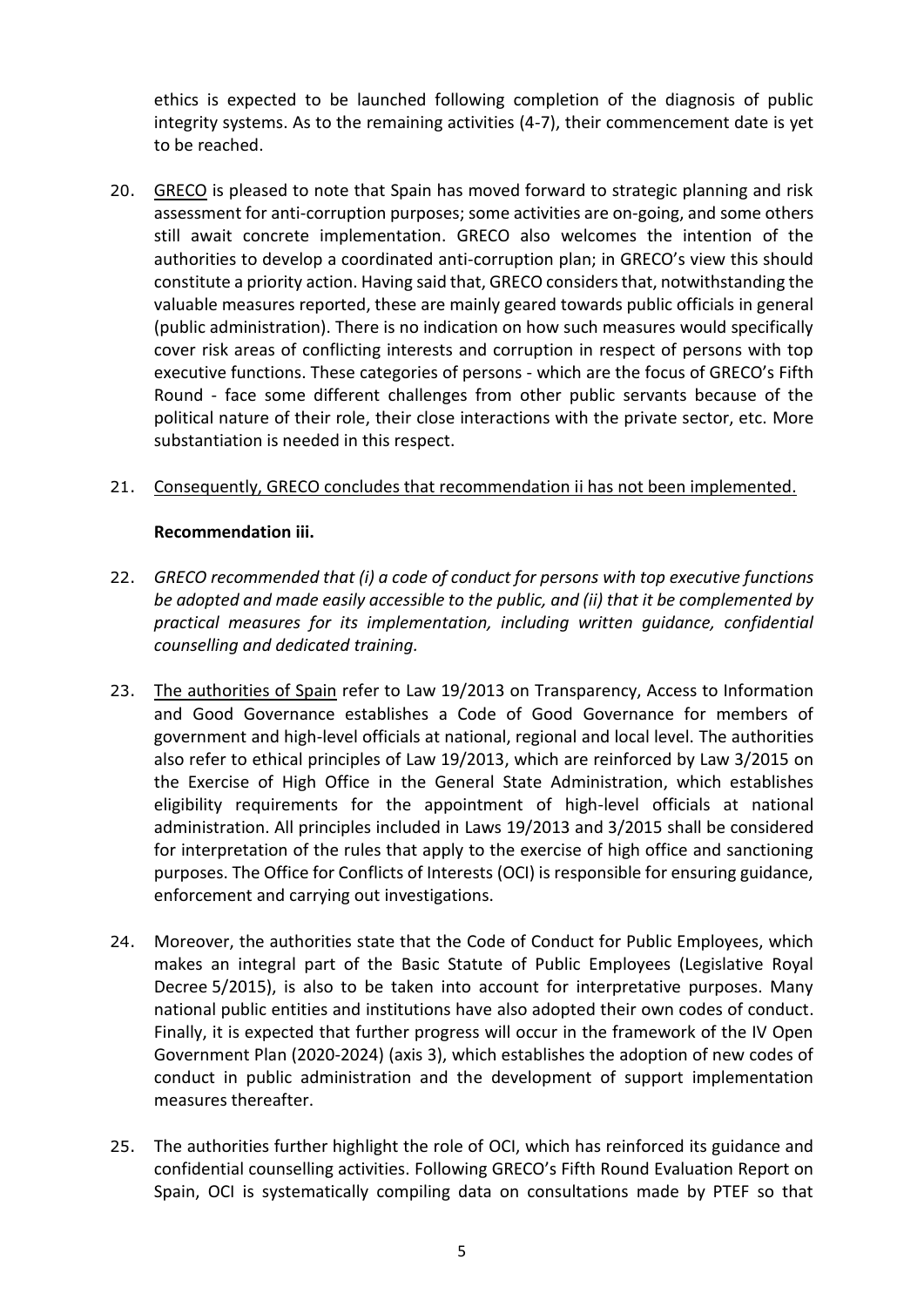ethics is expected to be launched following completion of the diagnosis of public integrity systems. As to the remaining activities (4-7), their commencement date is yet to be reached.

20. GRECO is pleased to note that Spain has moved forward to strategic planning and risk assessment for anti-corruption purposes; some activities are on-going, and some others still await concrete implementation. GRECO also welcomes the intention of the authorities to develop a coordinated anti-corruption plan; in GRECO's view this should constitute a priority action. Having said that, GRECO considers that, notwithstanding the valuable measures reported, these are mainly geared towards public officials in general (public administration). There is no indication on how such measures would specifically cover risk areas of conflicting interests and corruption in respect of persons with top executive functions. These categories of persons - which are the focus of GRECO's Fifth Round - face some different challenges from other public servants because of the political nature of their role, their close interactions with the private sector, etc. More substantiation is needed in this respect.

21. Consequently, GRECO concludes that recommendation ii has not been implemented.

**Recommendation iii.**

22. *GRECO recommended that (i) a code of conduct for persons with top executive functions be adopted and made easily accessible to the public, and (ii) that it be complemented by practical measures for its implementation, including written guidance, confidential counselling and dedicated training.*

23. The authorities of Spain refer to Law 19/2013 on Transparency, Access to Information and Good Governance establishes a Code of Good Governance for members of government and high-level officials at national, regional and local level. The authorities also refer to ethical principles of Law 19/2013, which are reinforced by Law 3/2015 on the Exercise of High Office in the General State Administration, which establishes eligibility requirements for the appointment of high-level officials at national administration. All principles included in Laws 19/2013 and 3/2015 shall be considered for interpretation of the rules that apply to the exercise of high office and sanctioning purposes. The Office for Conflicts of Interests (OCI) is responsible for ensuring guidance, enforcement and carrying out investigations.

24. Moreover, the authorities state that the Code of Conduct for Public Employees, which makes an integral part of the Basic Statute of Public Employees (Legislative Royal Decree 5/2015), is also to be taken into account for interpretative purposes. Many national public entities and institutions have also adopted their own codes of conduct. Finally, it is expected that further progress will occur in the framework of the IV Open Government Plan (2020-2024) (axis 3), which establishes the adoption of new codes of conduct in public administration and the development of support implementation measures thereafter.

25. The authorities further highlight the role of OCI, which has reinforced its guidance and confidential counselling activities. Following GRECO's Fifth Round Evaluation Report on Spain, OCI is systematically compiling data on consultations made by PTEF so that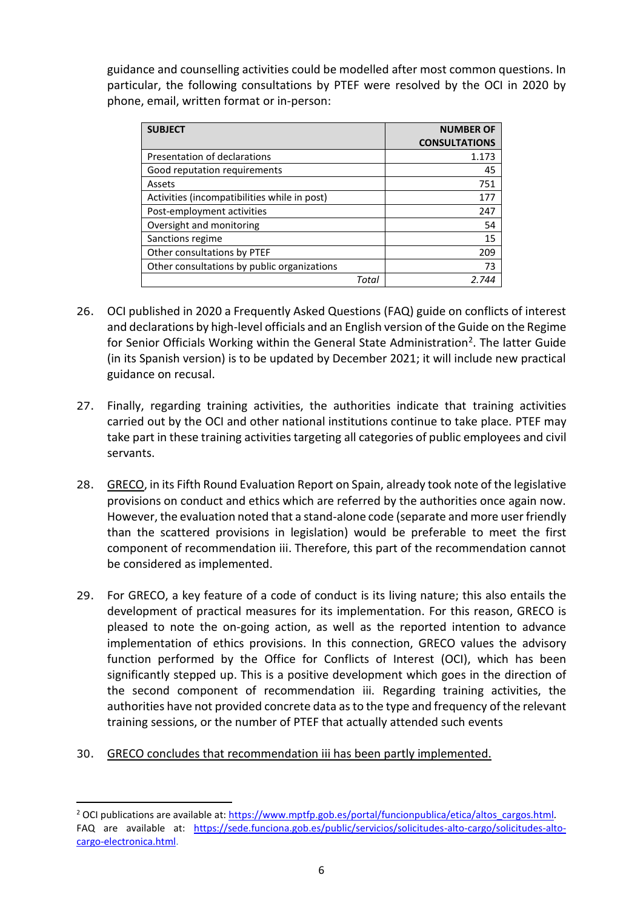guidance and counselling activities could be modelled after most common questions. In particular, the following consultations by PTEF were resolved by the OCI in 2020 by phone, email, written format or in-person:

| SUBJECT | NUMBER OF CONSULTATIONS |
|---|---:|
| Presentation of declarations | 1.173 |
| Good reputation requirements | 45 |
| Assets | 751 |
| Activities (incompatibilities while in post) | 177 |
| Post-employment activities | 247 |
| Oversight and monitoring | 54 |
| Sanctions regime | 15 |
| Other consultations by PTEF | 209 |
| Other consultations by public organizations | 73 |
| *Total* | *2.744* |

26. OCI published in 2020 a Frequently Asked Questions (FAQ) guide on conflicts of interest and declarations by high-level officials and an English version of the Guide on the Regime for Senior Officials Working within the General State Administration[2]. The latter Guide (in its Spanish version) is to be updated by December 2021; it will include new practical guidance on recusal.

27. Finally, regarding training activities, the authorities indicate that training activities carried out by the OCI and other national institutions continue to take place. PTEF may take part in these training activities targeting all categories of public employees and civil servants.

28. GRECO, in its Fifth Round Evaluation Report on Spain, already took note of the legislative provisions on conduct and ethics which are referred by the authorities once again now. However, the evaluation noted that a stand-alone code (separate and more user friendly than the scattered provisions in legislation) would be preferable to meet the first component of recommendation iii. Therefore, this part of the recommendation cannot be considered as implemented.

29. For GRECO, a key feature of a code of conduct is its living nature; this also entails the development of practical measures for its implementation. For this reason, GRECO is pleased to note the on-going action, as well as the reported intention to advance implementation of ethics provisions. In this connection, GRECO values the advisory function performed by the Office for Conflicts of Interest (OCI), which has been significantly stepped up. This is a positive development which goes in the direction of the second component of recommendation iii. Regarding training activities, the authorities have not provided concrete data as to the type and frequency of the relevant training sessions, or the number of PTEF that actually attended such events

30. GRECO concludes that recommendation iii has been partly implemented.

---

[2] OCI publications are available at: https://www.mptfp.gob.es/portal/funcionpublica/etica/altos_cargos.html. FAQ are available at: https://sede.funciona.gob.es/public/servicios/solicitudes-alto-cargo/solicitudes-alto-cargo-electronica.html.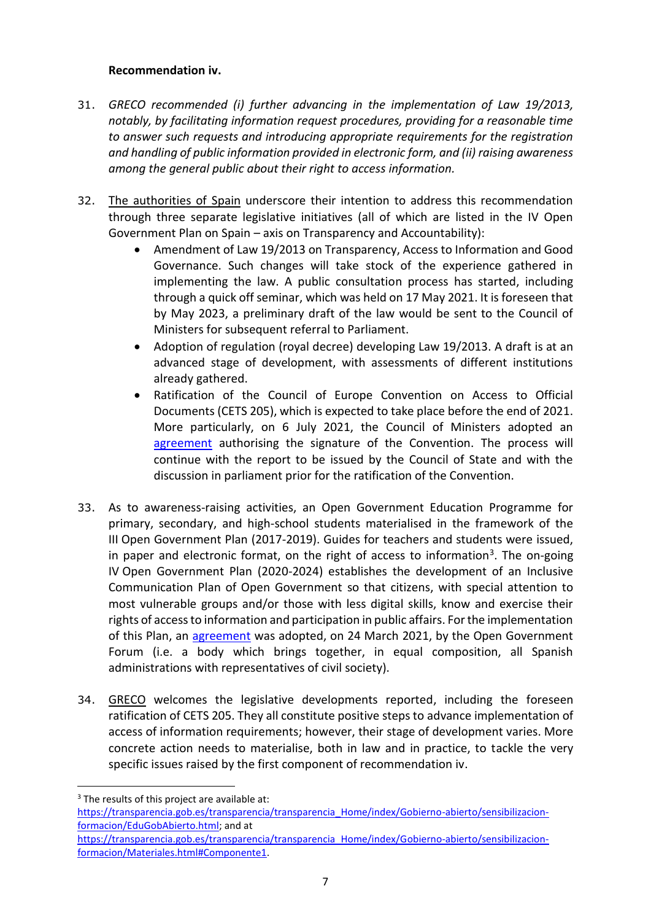**Recommendation iv.**

31. *GRECO recommended (i) further advancing in the implementation of Law 19/2013, notably, by facilitating information request procedures, providing for a reasonable time to answer such requests and introducing appropriate requirements for the registration and handling of public information provided in electronic form, and (ii) raising awareness among the general public about their right to access information.*

32. The authorities of Spain underscore their intention to address this recommendation through three separate legislative initiatives (all of which are listed in the IV Open Government Plan on Spain – axis on Transparency and Accountability):

    - Amendment of Law 19/2013 on Transparency, Access to Information and Good Governance. Such changes will take stock of the experience gathered in implementing the law. A public consultation process has started, including through a quick off seminar, which was held on 17 May 2021. It is foreseen that by May 2023, a preliminary draft of the law would be sent to the Council of Ministers for subsequent referral to Parliament.
    - Adoption of regulation (royal decree) developing Law 19/2013. A draft is at an advanced stage of development, with assessments of different institutions already gathered.
    - Ratification of the Council of Europe Convention on Access to Official Documents (CETS 205), which is expected to take place before the end of 2021. More particularly, on 6 July 2021, the Council of Ministers adopted an agreement authorising the signature of the Convention. The process will continue with the report to be issued by the Council of State and with the discussion in parliament prior for the ratification of the Convention.

33. As to awareness-raising activities, an Open Government Education Programme for primary, secondary, and high-school students materialised in the framework of the III Open Government Plan (2017-2019). Guides for teachers and students were issued, in paper and electronic format, on the right of access to information[3]. The on-going IV Open Government Plan (2020-2024) establishes the development of an Inclusive Communication Plan of Open Government so that citizens, with special attention to most vulnerable groups and/or those with less digital skills, know and exercise their rights of access to information and participation in public affairs. For the implementation of this Plan, an agreement was adopted, on 24 March 2021, by the Open Government Forum (i.e. a body which brings together, in equal composition, all Spanish administrations with representatives of civil society).

34. GRECO welcomes the legislative developments reported, including the foreseen ratification of CETS 205. They all constitute positive steps to advance implementation of access of information requirements; however, their stage of development varies. More concrete action needs to materialise, both in law and in practice, to tackle the very specific issues raised by the first component of recommendation iv.

---

[3] The results of this project are available at: https://transparencia.gob.es/transparencia/transparencia_Home/index/Gobierno-abierto/sensibilizacion-formacion/EduGobAbierto.html; and at https://transparencia.gob.es/transparencia/transparencia_Home/index/Gobierno-abierto/sensibilizacion-formacion/Materiales.html#Componente1.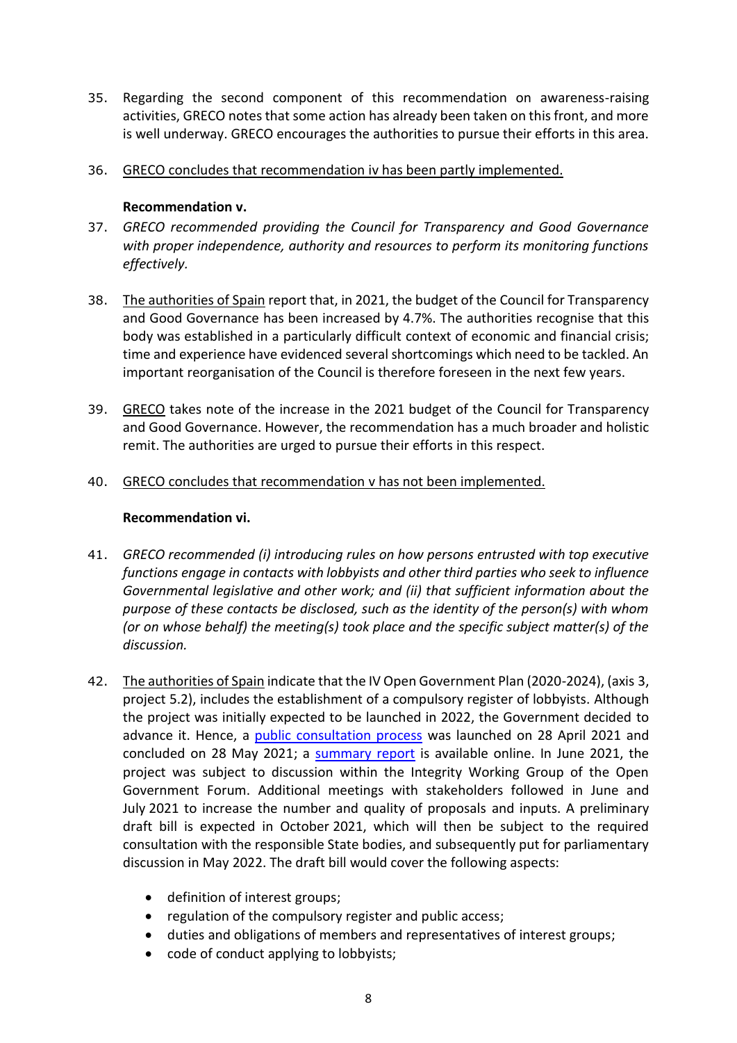35. Regarding the second component of this recommendation on awareness-raising activities, GRECO notes that some action has already been taken on this front, and more is well underway. GRECO encourages the authorities to pursue their efforts in this area.

36. GRECO concludes that recommendation iv has been partly implemented.

**Recommendation v.**

37. *GRECO recommended providing the Council for Transparency and Good Governance with proper independence, authority and resources to perform its monitoring functions effectively.*

38. The authorities of Spain report that, in 2021, the budget of the Council for Transparency and Good Governance has been increased by 4.7%. The authorities recognise that this body was established in a particularly difficult context of economic and financial crisis; time and experience have evidenced several shortcomings which need to be tackled. An important reorganisation of the Council is therefore foreseen in the next few years.

39. GRECO takes note of the increase in the 2021 budget of the Council for Transparency and Good Governance. However, the recommendation has a much broader and holistic remit. The authorities are urged to pursue their efforts in this respect.

40. GRECO concludes that recommendation v has not been implemented.

**Recommendation vi.**

41. *GRECO recommended (i) introducing rules on how persons entrusted with top executive functions engage in contacts with lobbyists and other third parties who seek to influence Governmental legislative and other work; and (ii) that sufficient information about the purpose of these contacts be disclosed, such as the identity of the person(s) with whom (or on whose behalf) the meeting(s) took place and the specific subject matter(s) of the discussion.*

42. The authorities of Spain indicate that the IV Open Government Plan (2020-2024), (axis 3, project 5.2), includes the establishment of a compulsory register of lobbyists. Although the project was initially expected to be launched in 2022, the Government decided to advance it. Hence, a public consultation process was launched on 28 April 2021 and concluded on 28 May 2021; a summary report is available online. In June 2021, the project was subject to discussion within the Integrity Working Group of the Open Government Forum. Additional meetings with stakeholders followed in June and July 2021 to increase the number and quality of proposals and inputs. A preliminary draft bill is expected in October 2021, which will then be subject to the required consultation with the responsible State bodies, and subsequently put for parliamentary discussion in May 2022. The draft bill would cover the following aspects:

- definition of interest groups;
- regulation of the compulsory register and public access;
- duties and obligations of members and representatives of interest groups;
- code of conduct applying to lobbyists;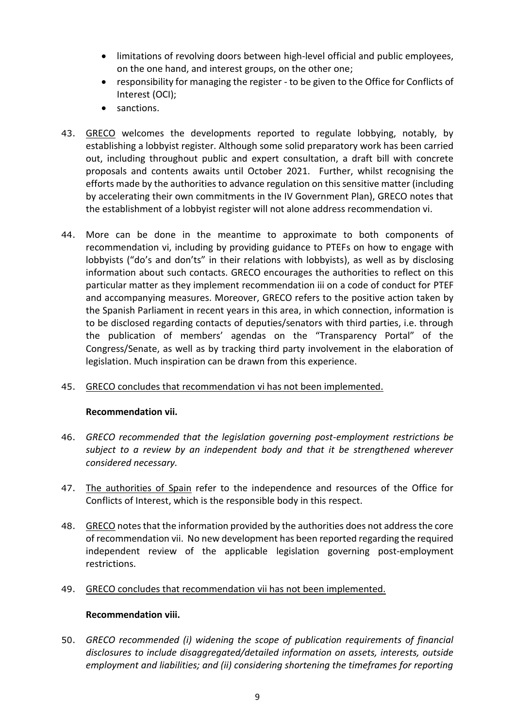- limitations of revolving doors between high-level official and public employees, on the one hand, and interest groups, on the other one;
- responsibility for managing the register - to be given to the Office for Conflicts of Interest (OCI);
- sanctions.

43. GRECO welcomes the developments reported to regulate lobbying, notably, by establishing a lobbyist register. Although some solid preparatory work has been carried out, including throughout public and expert consultation, a draft bill with concrete proposals and contents awaits until October 2021. Further, whilst recognising the efforts made by the authorities to advance regulation on this sensitive matter (including by accelerating their own commitments in the IV Government Plan), GRECO notes that the establishment of a lobbyist register will not alone address recommendation vi.

44. More can be done in the meantime to approximate to both components of recommendation vi, including by providing guidance to PTEFs on how to engage with lobbyists ("do's and don'ts" in their relations with lobbyists), as well as by disclosing information about such contacts. GRECO encourages the authorities to reflect on this particular matter as they implement recommendation iii on a code of conduct for PTEF and accompanying measures. Moreover, GRECO refers to the positive action taken by the Spanish Parliament in recent years in this area, in which connection, information is to be disclosed regarding contacts of deputies/senators with third parties, i.e. through the publication of members' agendas on the "Transparency Portal" of the Congress/Senate, as well as by tracking third party involvement in the elaboration of legislation. Much inspiration can be drawn from this experience.

45. GRECO concludes that recommendation vi has not been implemented.

**Recommendation vii.**

46. *GRECO recommended that the legislation governing post-employment restrictions be subject to a review by an independent body and that it be strengthened wherever considered necessary.*

47. The authorities of Spain refer to the independence and resources of the Office for Conflicts of Interest, which is the responsible body in this respect.

48. GRECO notes that the information provided by the authorities does not address the core of recommendation vii. No new development has been reported regarding the required independent review of the applicable legislation governing post-employment restrictions.

49. GRECO concludes that recommendation vii has not been implemented.

**Recommendation viii.**

50. *GRECO recommended (i) widening the scope of publication requirements of financial disclosures to include disaggregated/detailed information on assets, interests, outside employment and liabilities; and (ii) considering shortening the timeframes for reporting*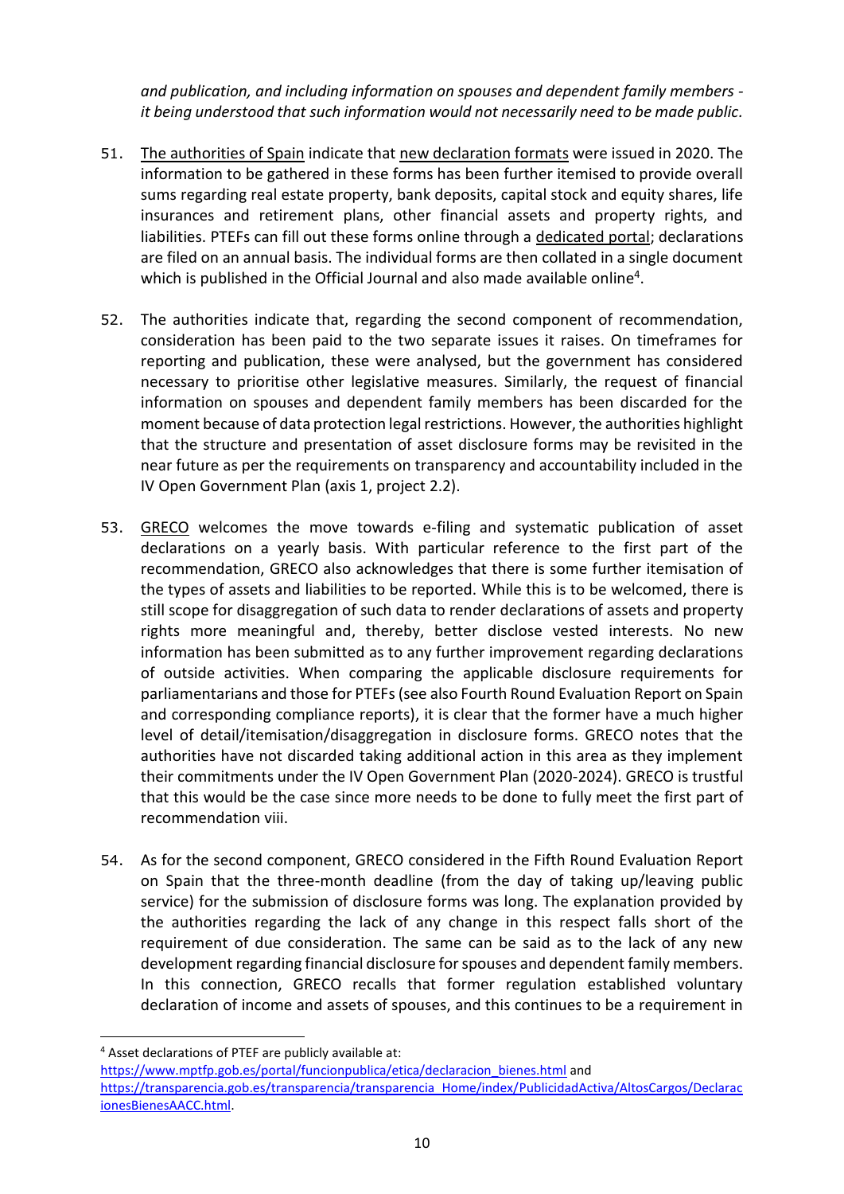*and publication, and including information on spouses and dependent family members - it being understood that such information would not necessarily need to be made public.*

51. The authorities of Spain indicate that new declaration formats were issued in 2020. The information to be gathered in these forms has been further itemised to provide overall sums regarding real estate property, bank deposits, capital stock and equity shares, life insurances and retirement plans, other financial assets and property rights, and liabilities. PTEFs can fill out these forms online through a dedicated portal; declarations are filed on an annual basis. The individual forms are then collated in a single document which is published in the Official Journal and also made available online[4].

52. The authorities indicate that, regarding the second component of recommendation, consideration has been paid to the two separate issues it raises. On timeframes for reporting and publication, these were analysed, but the government has considered necessary to prioritise other legislative measures. Similarly, the request of financial information on spouses and dependent family members has been discarded for the moment because of data protection legal restrictions. However, the authorities highlight that the structure and presentation of asset disclosure forms may be revisited in the near future as per the requirements on transparency and accountability included in the IV Open Government Plan (axis 1, project 2.2).

53. GRECO welcomes the move towards e-filing and systematic publication of asset declarations on a yearly basis. With particular reference to the first part of the recommendation, GRECO also acknowledges that there is some further itemisation of the types of assets and liabilities to be reported. While this is to be welcomed, there is still scope for disaggregation of such data to render declarations of assets and property rights more meaningful and, thereby, better disclose vested interests. No new information has been submitted as to any further improvement regarding declarations of outside activities. When comparing the applicable disclosure requirements for parliamentarians and those for PTEFs (see also Fourth Round Evaluation Report on Spain and corresponding compliance reports), it is clear that the former have a much higher level of detail/itemisation/disaggregation in disclosure forms. GRECO notes that the authorities have not discarded taking additional action in this area as they implement their commitments under the IV Open Government Plan (2020-2024). GRECO is trustful that this would be the case since more needs to be done to fully meet the first part of recommendation viii.

54. As for the second component, GRECO considered in the Fifth Round Evaluation Report on Spain that the three-month deadline (from the day of taking up/leaving public service) for the submission of disclosure forms was long. The explanation provided by the authorities regarding the lack of any change in this respect falls short of the requirement of due consideration. The same can be said as to the lack of any new development regarding financial disclosure for spouses and dependent family members. In this connection, GRECO recalls that former regulation established voluntary declaration of income and assets of spouses, and this continues to be a requirement in

---

[4] Asset declarations of PTEF are publicly available at: https://www.mptfp.gob.es/portal/funcionpublica/etica/declaracion_bienes.html and https://transparencia.gob.es/transparencia/transparencia_Home/index/PublicidadActiva/AltosCargos/DeclaracionesBienesAACC.html.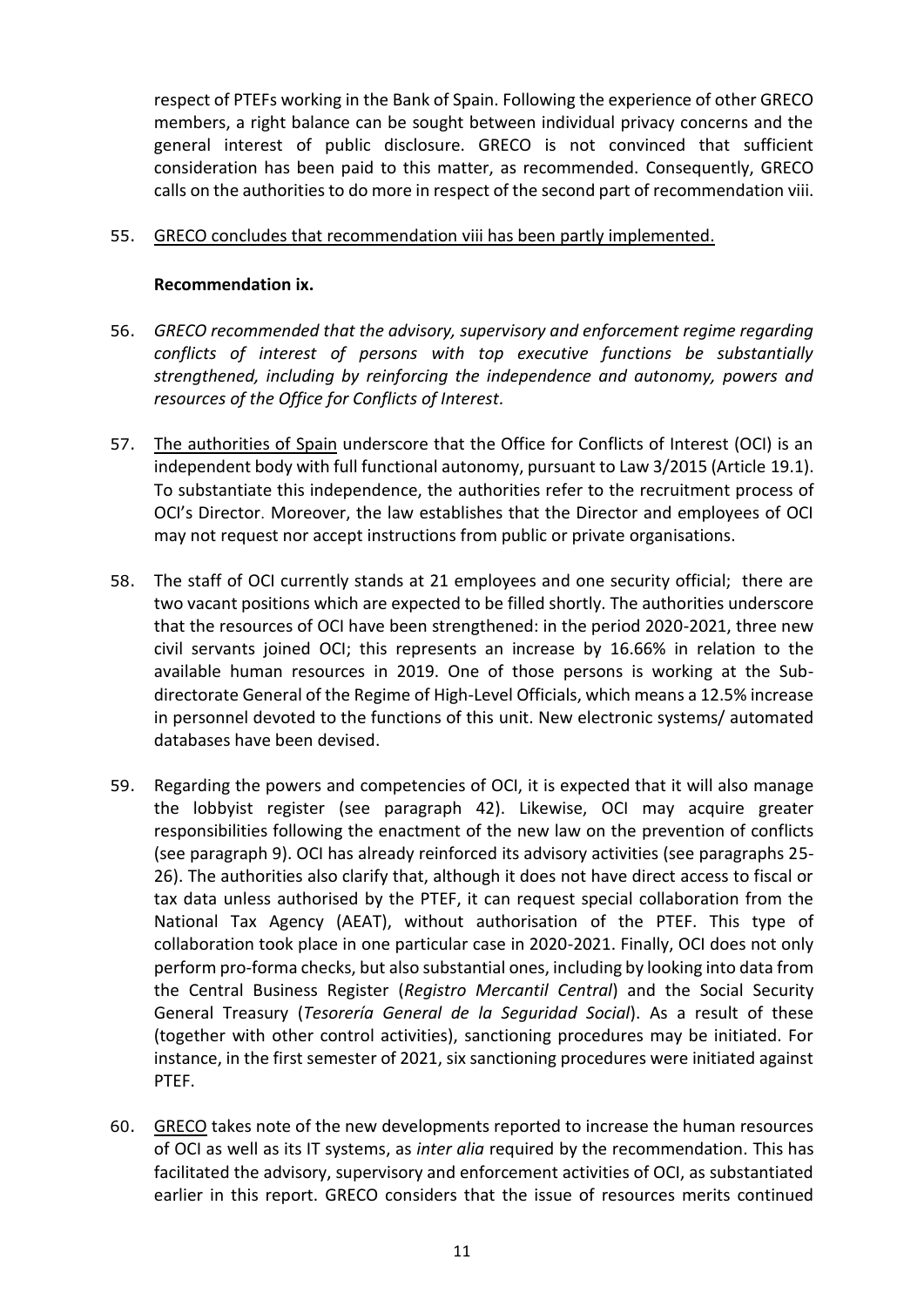respect of PTEFs working in the Bank of Spain. Following the experience of other GRECO members, a right balance can be sought between individual privacy concerns and the general interest of public disclosure. GRECO is not convinced that sufficient consideration has been paid to this matter, as recommended. Consequently, GRECO calls on the authorities to do more in respect of the second part of recommendation viii.

55. GRECO concludes that recommendation viii has been partly implemented.

**Recommendation ix.**

56. *GRECO recommended that the advisory, supervisory and enforcement regime regarding conflicts of interest of persons with top executive functions be substantially strengthened, including by reinforcing the independence and autonomy, powers and resources of the Office for Conflicts of Interest.*

57. The authorities of Spain underscore that the Office for Conflicts of Interest (OCI) is an independent body with full functional autonomy, pursuant to Law 3/2015 (Article 19.1). To substantiate this independence, the authorities refer to the recruitment process of OCI's Director. Moreover, the law establishes that the Director and employees of OCI may not request nor accept instructions from public or private organisations.

58. The staff of OCI currently stands at 21 employees and one security official; there are two vacant positions which are expected to be filled shortly. The authorities underscore that the resources of OCI have been strengthened: in the period 2020-2021, three new civil servants joined OCI; this represents an increase by 16.66% in relation to the available human resources in 2019. One of those persons is working at the Sub-directorate General of the Regime of High-Level Officials, which means a 12.5% increase in personnel devoted to the functions of this unit. New electronic systems/ automated databases have been devised.

59. Regarding the powers and competencies of OCI, it is expected that it will also manage the lobbyist register (see paragraph 42). Likewise, OCI may acquire greater responsibilities following the enactment of the new law on the prevention of conflicts (see paragraph 9). OCI has already reinforced its advisory activities (see paragraphs 25-26). The authorities also clarify that, although it does not have direct access to fiscal or tax data unless authorised by the PTEF, it can request special collaboration from the National Tax Agency (AEAT), without authorisation of the PTEF. This type of collaboration took place in one particular case in 2020-2021. Finally, OCI does not only perform pro-forma checks, but also substantial ones, including by looking into data from the Central Business Register (*Registro Mercantil Central*) and the Social Security General Treasury (*Tesorería General de la Seguridad Social*). As a result of these (together with other control activities), sanctioning procedures may be initiated. For instance, in the first semester of 2021, six sanctioning procedures were initiated against PTEF.

60. GRECO takes note of the new developments reported to increase the human resources of OCI as well as its IT systems, as *inter alia* required by the recommendation. This has facilitated the advisory, supervisory and enforcement activities of OCI, as substantiated earlier in this report. GRECO considers that the issue of resources merits continued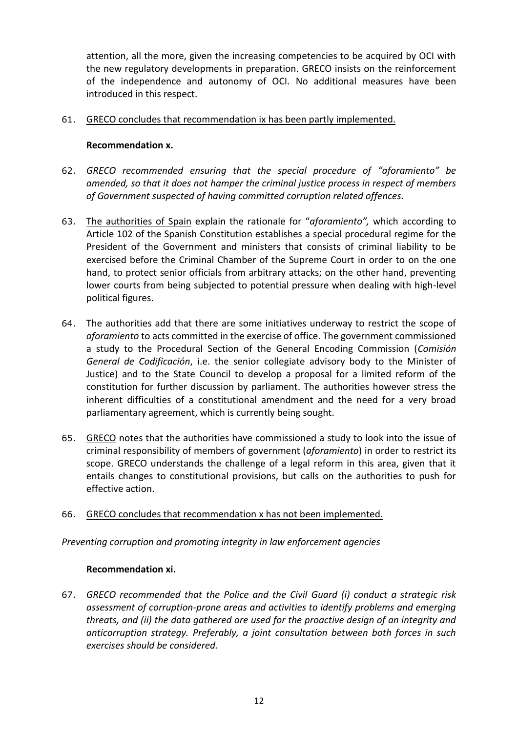attention, all the more, given the increasing competencies to be acquired by OCI with the new regulatory developments in preparation. GRECO insists on the reinforcement of the independence and autonomy of OCI. No additional measures have been introduced in this respect.

61. GRECO concludes that recommendation ix has been partly implemented.

**Recommendation x.**

62. *GRECO recommended ensuring that the special procedure of "aforamiento" be amended, so that it does not hamper the criminal justice process in respect of members of Government suspected of having committed corruption related offences.*

63. The authorities of Spain explain the rationale for "*aforamiento",* which according to Article 102 of the Spanish Constitution establishes a special procedural regime for the President of the Government and ministers that consists of criminal liability to be exercised before the Criminal Chamber of the Supreme Court in order to on the one hand, to protect senior officials from arbitrary attacks; on the other hand, preventing lower courts from being subjected to potential pressure when dealing with high-level political figures.

64. The authorities add that there are some initiatives underway to restrict the scope of *aforamiento* to acts committed in the exercise of office. The government commissioned a study to the Procedural Section of the General Encoding Commission (*Comisión General de Codificación*, i.e. the senior collegiate advisory body to the Minister of Justice) and to the State Council to develop a proposal for a limited reform of the constitution for further discussion by parliament. The authorities however stress the inherent difficulties of a constitutional amendment and the need for a very broad parliamentary agreement, which is currently being sought.

65. GRECO notes that the authorities have commissioned a study to look into the issue of criminal responsibility of members of government (*aforamiento*) in order to restrict its scope. GRECO understands the challenge of a legal reform in this area, given that it entails changes to constitutional provisions, but calls on the authorities to push for effective action.

66. GRECO concludes that recommendation x has not been implemented.

*Preventing corruption and promoting integrity in law enforcement agencies*

**Recommendation xi.**

67. *GRECO recommended that the Police and the Civil Guard (i) conduct a strategic risk assessment of corruption-prone areas and activities to identify problems and emerging threats, and (ii) the data gathered are used for the proactive design of an integrity and anticorruption strategy. Preferably, a joint consultation between both forces in such exercises should be considered.*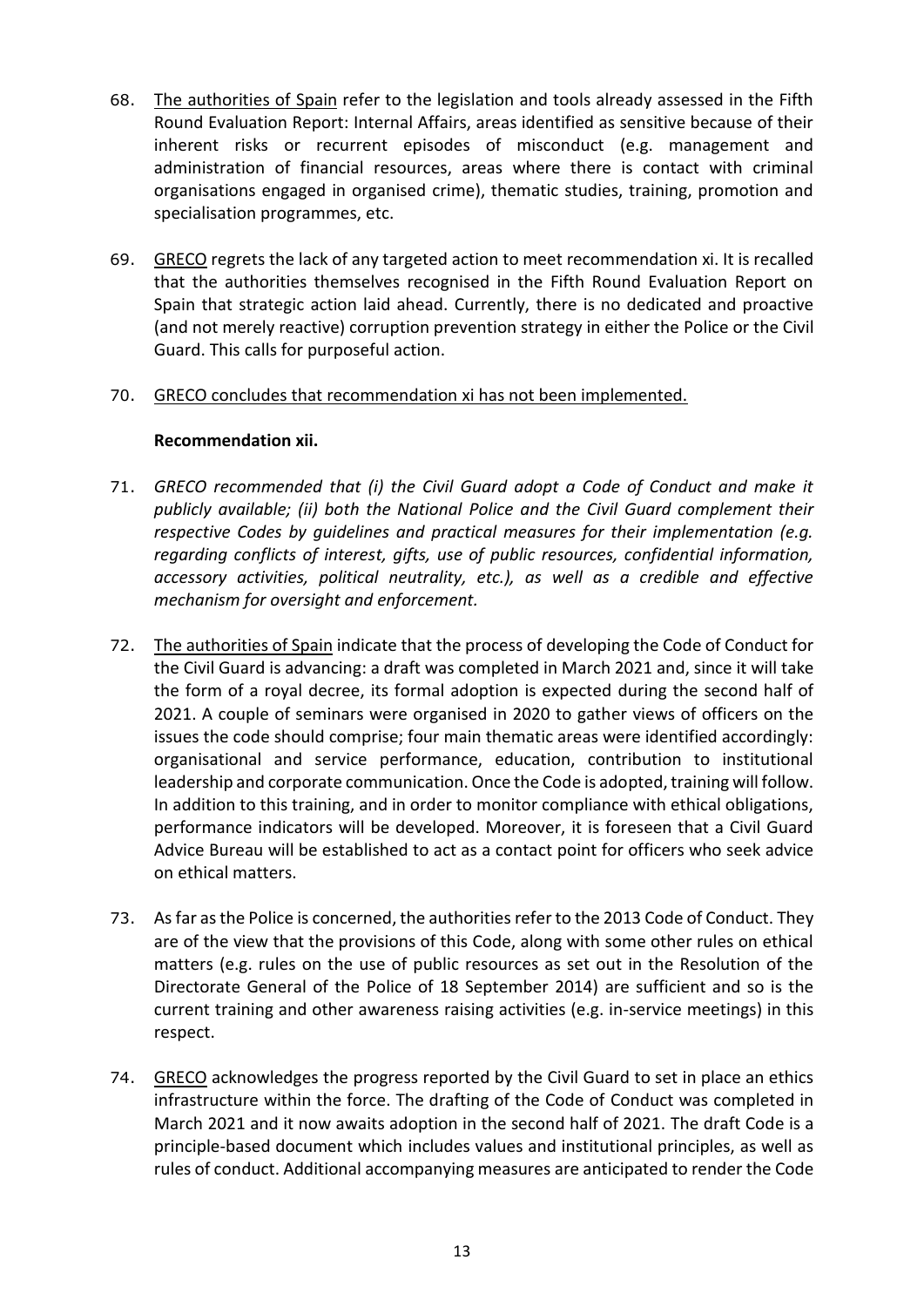68. The authorities of Spain refer to the legislation and tools already assessed in the Fifth Round Evaluation Report: Internal Affairs, areas identified as sensitive because of their inherent risks or recurrent episodes of misconduct (e.g. management and administration of financial resources, areas where there is contact with criminal organisations engaged in organised crime), thematic studies, training, promotion and specialisation programmes, etc.

69. GRECO regrets the lack of any targeted action to meet recommendation xi. It is recalled that the authorities themselves recognised in the Fifth Round Evaluation Report on Spain that strategic action laid ahead. Currently, there is no dedicated and proactive (and not merely reactive) corruption prevention strategy in either the Police or the Civil Guard. This calls for purposeful action.

70. GRECO concludes that recommendation xi has not been implemented.

**Recommendation xii.**

71. *GRECO recommended that (i) the Civil Guard adopt a Code of Conduct and make it publicly available; (ii) both the National Police and the Civil Guard complement their respective Codes by guidelines and practical measures for their implementation (e.g. regarding conflicts of interest, gifts, use of public resources, confidential information, accessory activities, political neutrality, etc.), as well as a credible and effective mechanism for oversight and enforcement.*

72. The authorities of Spain indicate that the process of developing the Code of Conduct for the Civil Guard is advancing: a draft was completed in March 2021 and, since it will take the form of a royal decree, its formal adoption is expected during the second half of 2021. A couple of seminars were organised in 2020 to gather views of officers on the issues the code should comprise; four main thematic areas were identified accordingly: organisational and service performance, education, contribution to institutional leadership and corporate communication. Once the Code is adopted, training will follow. In addition to this training, and in order to monitor compliance with ethical obligations, performance indicators will be developed. Moreover, it is foreseen that a Civil Guard Advice Bureau will be established to act as a contact point for officers who seek advice on ethical matters.

73. As far as the Police is concerned, the authorities refer to the 2013 Code of Conduct. They are of the view that the provisions of this Code, along with some other rules on ethical matters (e.g. rules on the use of public resources as set out in the Resolution of the Directorate General of the Police of 18 September 2014) are sufficient and so is the current training and other awareness raising activities (e.g. in-service meetings) in this respect.

74. GRECO acknowledges the progress reported by the Civil Guard to set in place an ethics infrastructure within the force. The drafting of the Code of Conduct was completed in March 2021 and it now awaits adoption in the second half of 2021. The draft Code is a principle-based document which includes values and institutional principles, as well as rules of conduct. Additional accompanying measures are anticipated to render the Code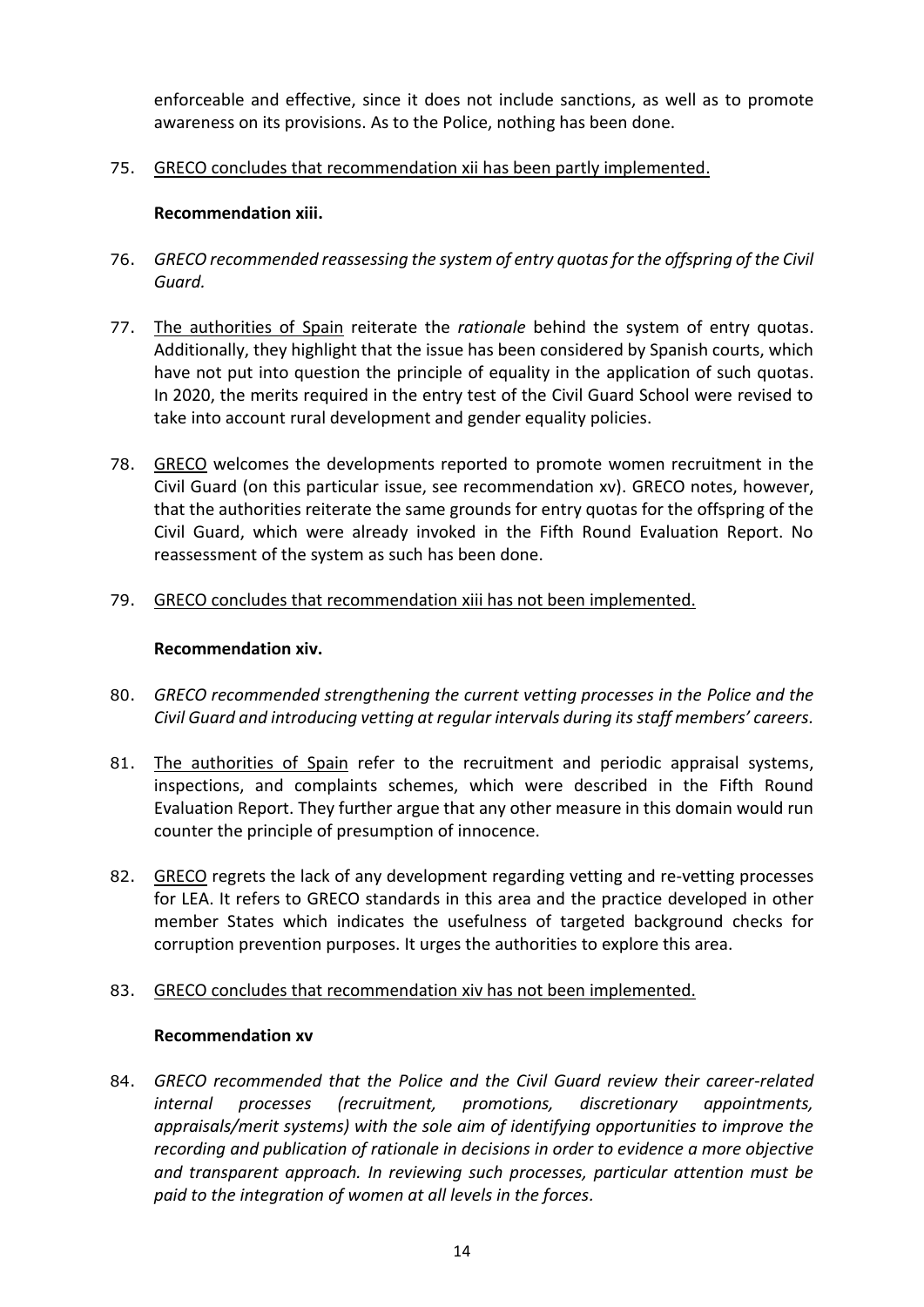enforceable and effective, since it does not include sanctions, as well as to promote awareness on its provisions. As to the Police, nothing has been done.

75. GRECO concludes that recommendation xii has been partly implemented.

**Recommendation xiii.**

76. *GRECO recommended reassessing the system of entry quotas for the offspring of the Civil Guard.*

77. The authorities of Spain reiterate the *rationale* behind the system of entry quotas. Additionally, they highlight that the issue has been considered by Spanish courts, which have not put into question the principle of equality in the application of such quotas. In 2020, the merits required in the entry test of the Civil Guard School were revised to take into account rural development and gender equality policies.

78. GRECO welcomes the developments reported to promote women recruitment in the Civil Guard (on this particular issue, see recommendation xv). GRECO notes, however, that the authorities reiterate the same grounds for entry quotas for the offspring of the Civil Guard, which were already invoked in the Fifth Round Evaluation Report. No reassessment of the system as such has been done.

79. GRECO concludes that recommendation xiii has not been implemented.

**Recommendation xiv.**

80. *GRECO recommended strengthening the current vetting processes in the Police and the Civil Guard and introducing vetting at regular intervals during its staff members' careers.*

81. The authorities of Spain refer to the recruitment and periodic appraisal systems, inspections, and complaints schemes, which were described in the Fifth Round Evaluation Report. They further argue that any other measure in this domain would run counter the principle of presumption of innocence.

82. GRECO regrets the lack of any development regarding vetting and re-vetting processes for LEA. It refers to GRECO standards in this area and the practice developed in other member States which indicates the usefulness of targeted background checks for corruption prevention purposes. It urges the authorities to explore this area.

83. GRECO concludes that recommendation xiv has not been implemented.

**Recommendation xv**

84. *GRECO recommended that the Police and the Civil Guard review their career-related internal processes (recruitment, promotions, discretionary appointments, appraisals/merit systems) with the sole aim of identifying opportunities to improve the recording and publication of rationale in decisions in order to evidence a more objective and transparent approach. In reviewing such processes, particular attention must be paid to the integration of women at all levels in the forces.*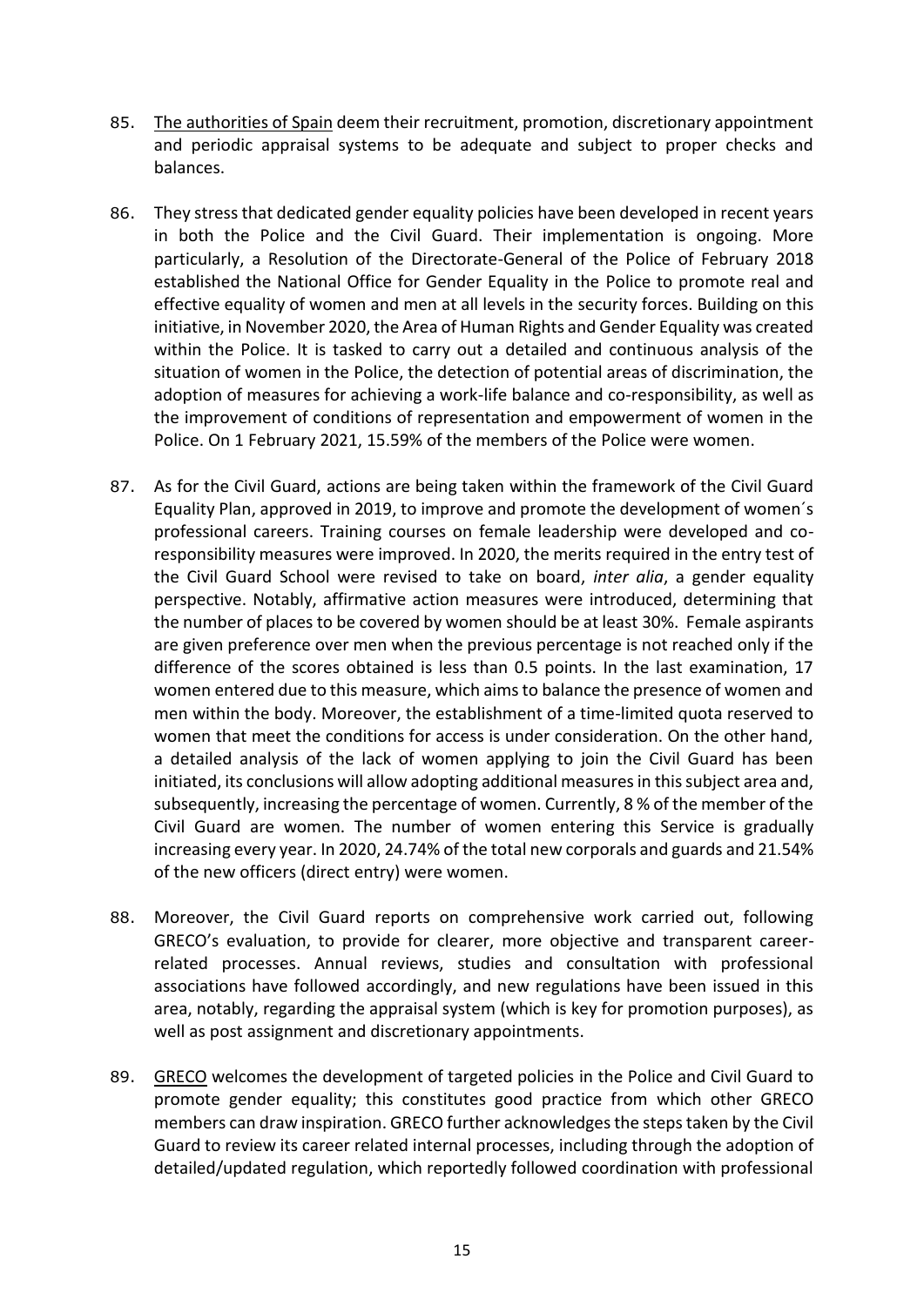85. The authorities of Spain deem their recruitment, promotion, discretionary appointment and periodic appraisal systems to be adequate and subject to proper checks and balances.

86. They stress that dedicated gender equality policies have been developed in recent years in both the Police and the Civil Guard. Their implementation is ongoing. More particularly, a Resolution of the Directorate-General of the Police of February 2018 established the National Office for Gender Equality in the Police to promote real and effective equality of women and men at all levels in the security forces. Building on this initiative, in November 2020, the Area of Human Rights and Gender Equality was created within the Police. It is tasked to carry out a detailed and continuous analysis of the situation of women in the Police, the detection of potential areas of discrimination, the adoption of measures for achieving a work-life balance and co-responsibility, as well as the improvement of conditions of representation and empowerment of women in the Police. On 1 February 2021, 15.59% of the members of the Police were women.

87. As for the Civil Guard, actions are being taken within the framework of the Civil Guard Equality Plan, approved in 2019, to improve and promote the development of women´s professional careers. Training courses on female leadership were developed and co-responsibility measures were improved. In 2020, the merits required in the entry test of the Civil Guard School were revised to take on board, *inter alia*, a gender equality perspective. Notably, affirmative action measures were introduced, determining that the number of places to be covered by women should be at least 30%. Female aspirants are given preference over men when the previous percentage is not reached only if the difference of the scores obtained is less than 0.5 points. In the last examination, 17 women entered due to this measure, which aims to balance the presence of women and men within the body. Moreover, the establishment of a time-limited quota reserved to women that meet the conditions for access is under consideration. On the other hand, a detailed analysis of the lack of women applying to join the Civil Guard has been initiated, its conclusions will allow adopting additional measures in this subject area and, subsequently, increasing the percentage of women. Currently, 8 % of the member of the Civil Guard are women. The number of women entering this Service is gradually increasing every year. In 2020, 24.74% of the total new corporals and guards and 21.54% of the new officers (direct entry) were women.

88. Moreover, the Civil Guard reports on comprehensive work carried out, following GRECO's evaluation, to provide for clearer, more objective and transparent career-related processes. Annual reviews, studies and consultation with professional associations have followed accordingly, and new regulations have been issued in this area, notably, regarding the appraisal system (which is key for promotion purposes), as well as post assignment and discretionary appointments.

89. GRECO welcomes the development of targeted policies in the Police and Civil Guard to promote gender equality; this constitutes good practice from which other GRECO members can draw inspiration. GRECO further acknowledges the steps taken by the Civil Guard to review its career related internal processes, including through the adoption of detailed/updated regulation, which reportedly followed coordination with professional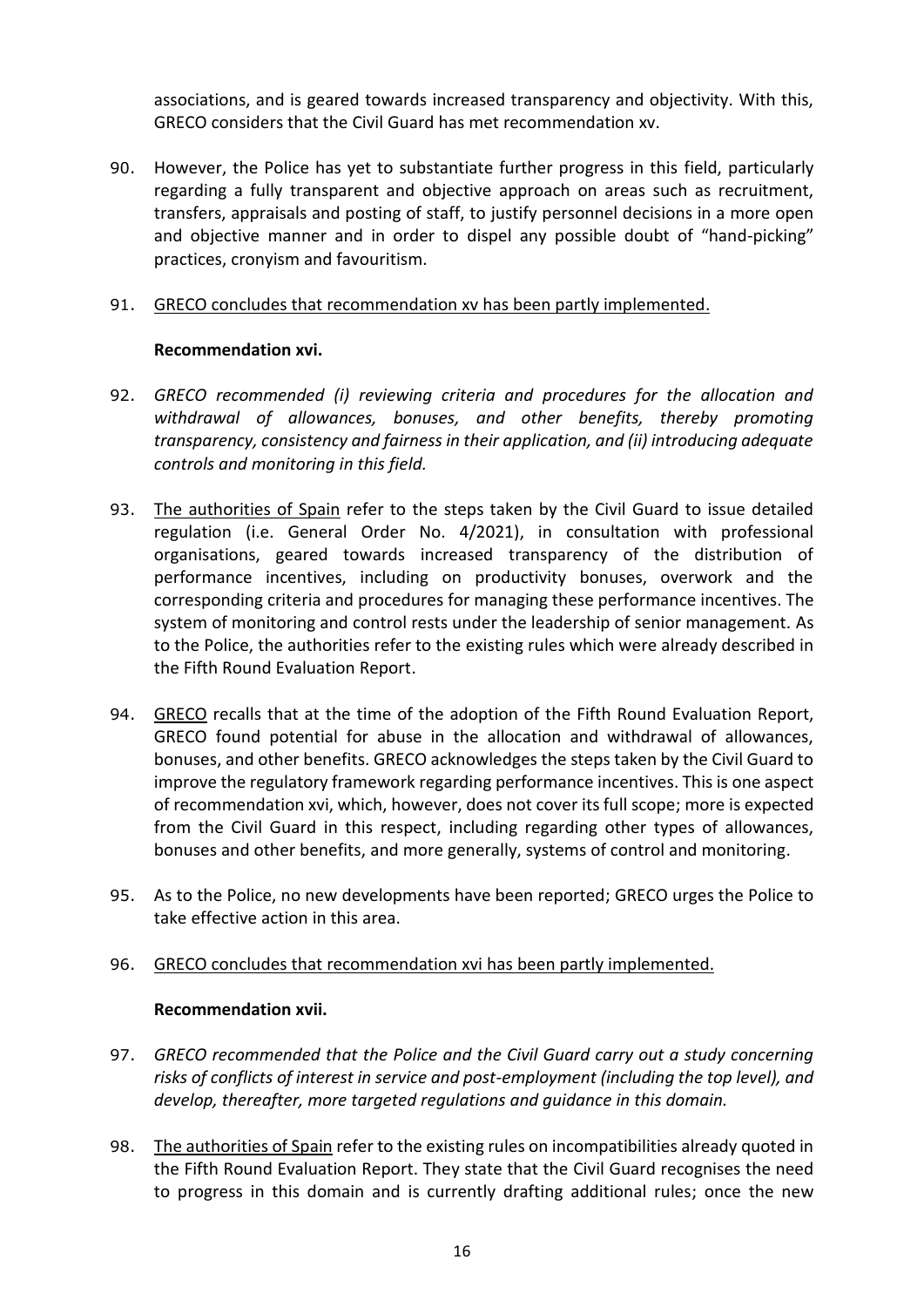associations, and is geared towards increased transparency and objectivity. With this, GRECO considers that the Civil Guard has met recommendation xv.

90. However, the Police has yet to substantiate further progress in this field, particularly regarding a fully transparent and objective approach on areas such as recruitment, transfers, appraisals and posting of staff, to justify personnel decisions in a more open and objective manner and in order to dispel any possible doubt of "hand-picking" practices, cronyism and favouritism.

91. GRECO concludes that recommendation xv has been partly implemented.

**Recommendation xvi.**

92. *GRECO recommended (i) reviewing criteria and procedures for the allocation and withdrawal of allowances, bonuses, and other benefits, thereby promoting transparency, consistency and fairness in their application, and (ii) introducing adequate controls and monitoring in this field.*

93. The authorities of Spain refer to the steps taken by the Civil Guard to issue detailed regulation (i.e. General Order No. 4/2021), in consultation with professional organisations, geared towards increased transparency of the distribution of performance incentives, including on productivity bonuses, overwork and the corresponding criteria and procedures for managing these performance incentives. The system of monitoring and control rests under the leadership of senior management. As to the Police, the authorities refer to the existing rules which were already described in the Fifth Round Evaluation Report.

94. GRECO recalls that at the time of the adoption of the Fifth Round Evaluation Report, GRECO found potential for abuse in the allocation and withdrawal of allowances, bonuses, and other benefits. GRECO acknowledges the steps taken by the Civil Guard to improve the regulatory framework regarding performance incentives. This is one aspect of recommendation xvi, which, however, does not cover its full scope; more is expected from the Civil Guard in this respect, including regarding other types of allowances, bonuses and other benefits, and more generally, systems of control and monitoring.

95. As to the Police, no new developments have been reported; GRECO urges the Police to take effective action in this area.

96. GRECO concludes that recommendation xvi has been partly implemented.

**Recommendation xvii.**

97. *GRECO recommended that the Police and the Civil Guard carry out a study concerning risks of conflicts of interest in service and post-employment (including the top level), and develop, thereafter, more targeted regulations and guidance in this domain.*

98. The authorities of Spain refer to the existing rules on incompatibilities already quoted in the Fifth Round Evaluation Report. They state that the Civil Guard recognises the need to progress in this domain and is currently drafting additional rules; once the new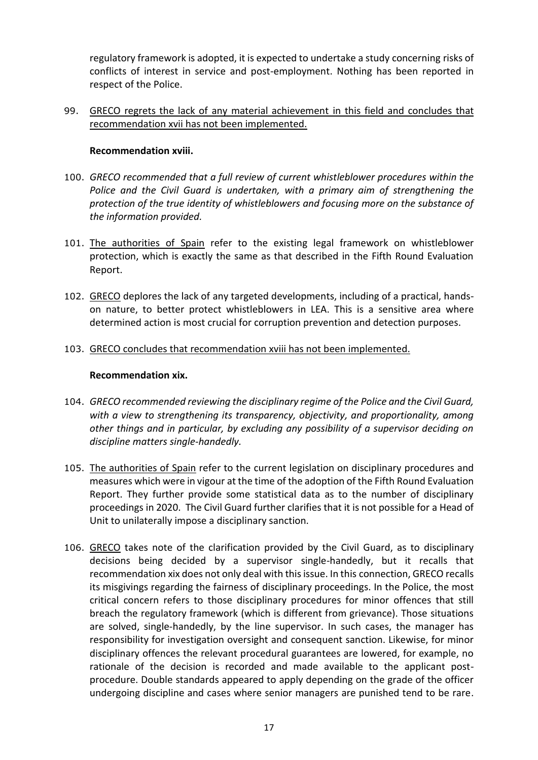regulatory framework is adopted, it is expected to undertake a study concerning risks of conflicts of interest in service and post-employment. Nothing has been reported in respect of the Police.

99. GRECO regrets the lack of any material achievement in this field and concludes that recommendation xvii has not been implemented.

**Recommendation xviii.**

100. *GRECO recommended that a full review of current whistleblower procedures within the Police and the Civil Guard is undertaken, with a primary aim of strengthening the protection of the true identity of whistleblowers and focusing more on the substance of the information provided.*

101. The authorities of Spain refer to the existing legal framework on whistleblower protection, which is exactly the same as that described in the Fifth Round Evaluation Report.

102. GRECO deplores the lack of any targeted developments, including of a practical, hands-on nature, to better protect whistleblowers in LEA. This is a sensitive area where determined action is most crucial for corruption prevention and detection purposes.

103. GRECO concludes that recommendation xviii has not been implemented.

**Recommendation xix.**

104. *GRECO recommended reviewing the disciplinary regime of the Police and the Civil Guard, with a view to strengthening its transparency, objectivity, and proportionality, among other things and in particular, by excluding any possibility of a supervisor deciding on discipline matters single-handedly.*

105. The authorities of Spain refer to the current legislation on disciplinary procedures and measures which were in vigour at the time of the adoption of the Fifth Round Evaluation Report. They further provide some statistical data as to the number of disciplinary proceedings in 2020. The Civil Guard further clarifies that it is not possible for a Head of Unit to unilaterally impose a disciplinary sanction.

106. GRECO takes note of the clarification provided by the Civil Guard, as to disciplinary decisions being decided by a supervisor single-handedly, but it recalls that recommendation xix does not only deal with this issue. In this connection, GRECO recalls its misgivings regarding the fairness of disciplinary proceedings. In the Police, the most critical concern refers to those disciplinary procedures for minor offences that still breach the regulatory framework (which is different from grievance). Those situations are solved, single-handedly, by the line supervisor. In such cases, the manager has responsibility for investigation oversight and consequent sanction. Likewise, for minor disciplinary offences the relevant procedural guarantees are lowered, for example, no rationale of the decision is recorded and made available to the applicant post-procedure. Double standards appeared to apply depending on the grade of the officer undergoing discipline and cases where senior managers are punished tend to be rare.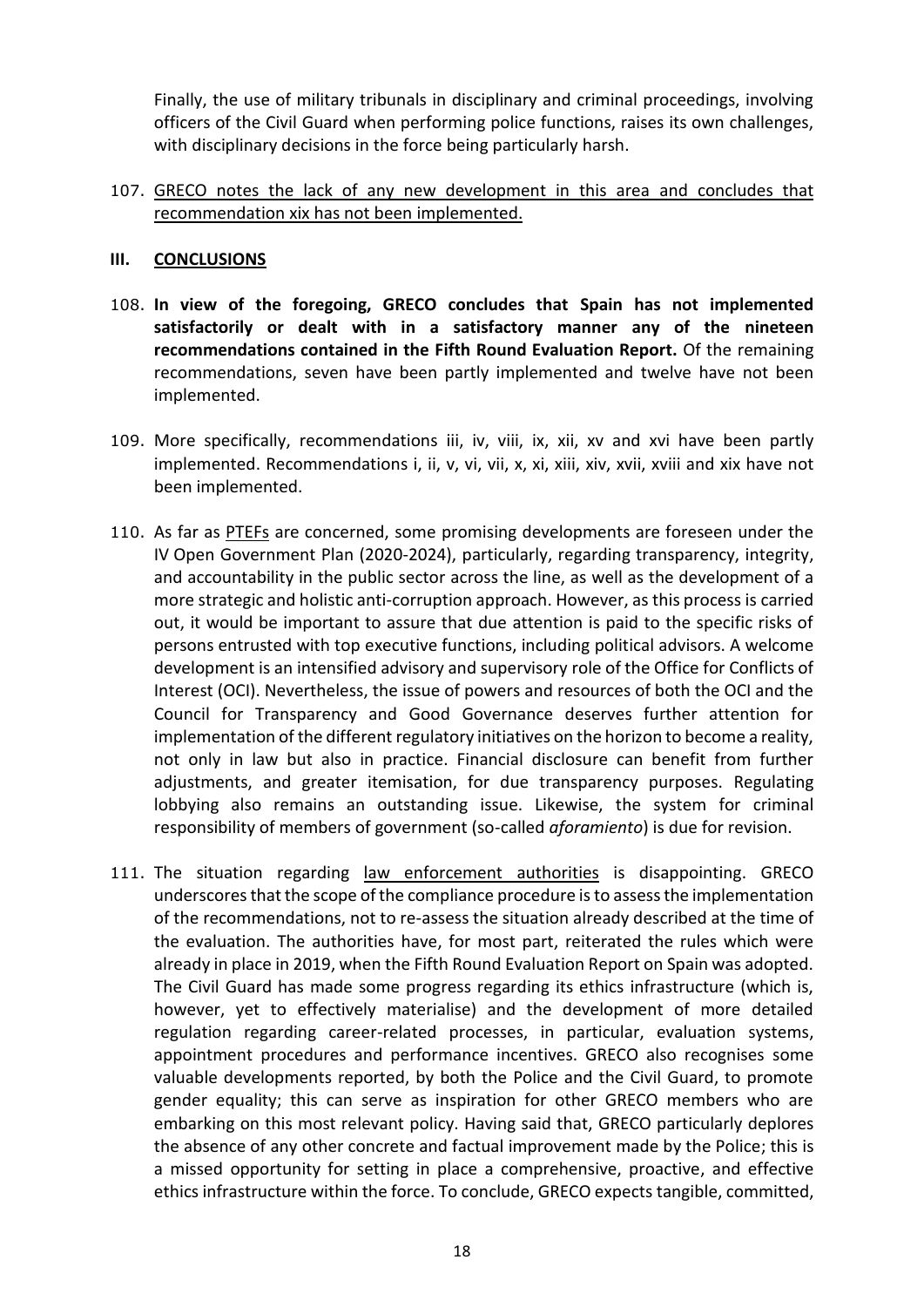Finally, the use of military tribunals in disciplinary and criminal proceedings, involving officers of the Civil Guard when performing police functions, raises its own challenges, with disciplinary decisions in the force being particularly harsh.

107. GRECO notes the lack of any new development in this area and concludes that recommendation xix has not been implemented.

## III. CONCLUSIONS

108. **In view of the foregoing, GRECO concludes that Spain has not implemented satisfactorily or dealt with in a satisfactory manner any of the nineteen recommendations contained in the Fifth Round Evaluation Report.** Of the remaining recommendations, seven have been partly implemented and twelve have not been implemented.

109. More specifically, recommendations iii, iv, viii, ix, xii, xv and xvi have been partly implemented. Recommendations i, ii, v, vi, vii, x, xi, xiii, xiv, xvii, xviii and xix have not been implemented.

110. As far as PTEFs are concerned, some promising developments are foreseen under the IV Open Government Plan (2020-2024), particularly, regarding transparency, integrity, and accountability in the public sector across the line, as well as the development of a more strategic and holistic anti-corruption approach. However, as this process is carried out, it would be important to assure that due attention is paid to the specific risks of persons entrusted with top executive functions, including political advisors. A welcome development is an intensified advisory and supervisory role of the Office for Conflicts of Interest (OCI). Nevertheless, the issue of powers and resources of both the OCI and the Council for Transparency and Good Governance deserves further attention for implementation of the different regulatory initiatives on the horizon to become a reality, not only in law but also in practice. Financial disclosure can benefit from further adjustments, and greater itemisation, for due transparency purposes. Regulating lobbying also remains an outstanding issue. Likewise, the system for criminal responsibility of members of government (so-called *aforamiento*) is due for revision.

111. The situation regarding law enforcement authorities is disappointing. GRECO underscores that the scope of the compliance procedure is to assess the implementation of the recommendations, not to re-assess the situation already described at the time of the evaluation. The authorities have, for most part, reiterated the rules which were already in place in 2019, when the Fifth Round Evaluation Report on Spain was adopted. The Civil Guard has made some progress regarding its ethics infrastructure (which is, however, yet to effectively materialise) and the development of more detailed regulation regarding career-related processes, in particular, evaluation systems, appointment procedures and performance incentives. GRECO also recognises some valuable developments reported, by both the Police and the Civil Guard, to promote gender equality; this can serve as inspiration for other GRECO members who are embarking on this most relevant policy. Having said that, GRECO particularly deplores the absence of any other concrete and factual improvement made by the Police; this is a missed opportunity for setting in place a comprehensive, proactive, and effective ethics infrastructure within the force. To conclude, GRECO expects tangible, committed,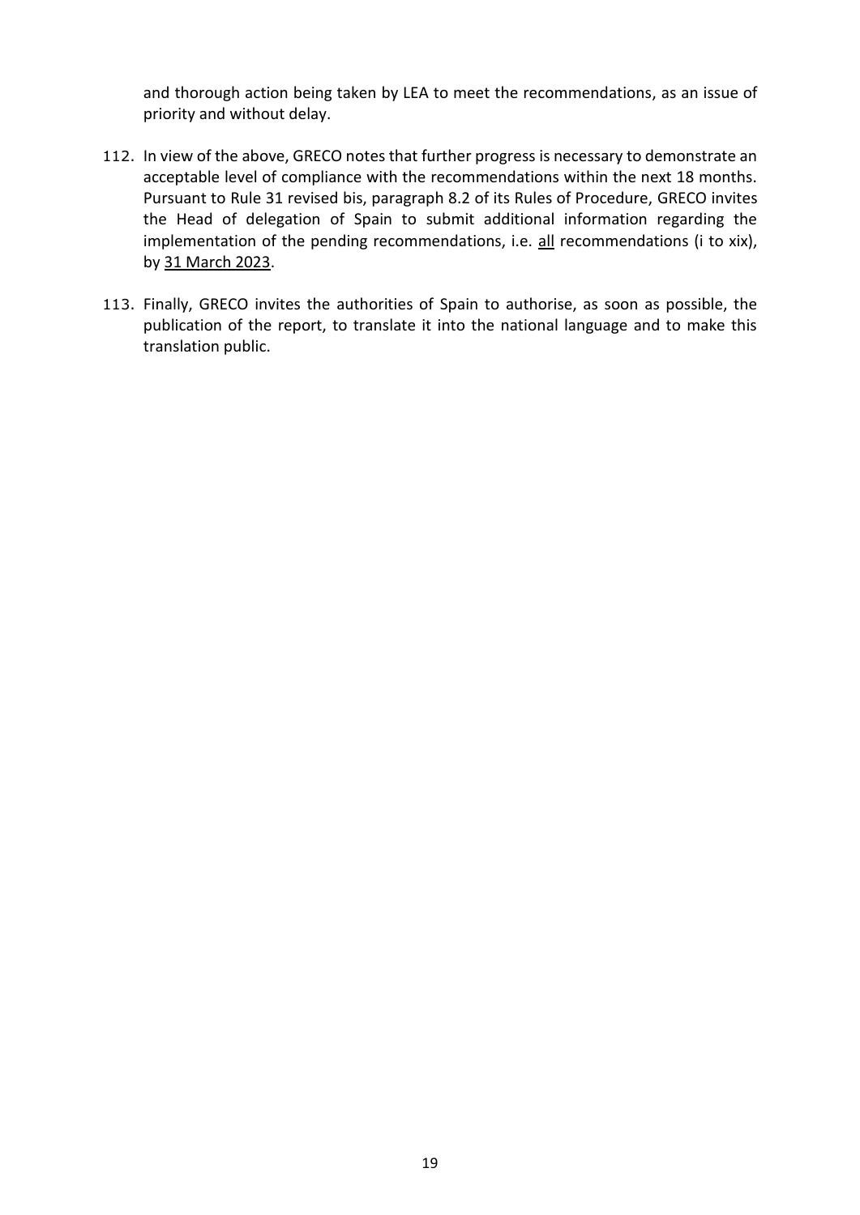and thorough action being taken by LEA to meet the recommendations, as an issue of priority and without delay.

112. In view of the above, GRECO notes that further progress is necessary to demonstrate an acceptable level of compliance with the recommendations within the next 18 months. Pursuant to Rule 31 revised bis, paragraph 8.2 of its Rules of Procedure, GRECO invites the Head of delegation of Spain to submit additional information regarding the implementation of the pending recommendations, i.e. all recommendations (i to xix), by 31 March 2023.

113. Finally, GRECO invites the authorities of Spain to authorise, as soon as possible, the publication of the report, to translate it into the national language and to make this translation public.